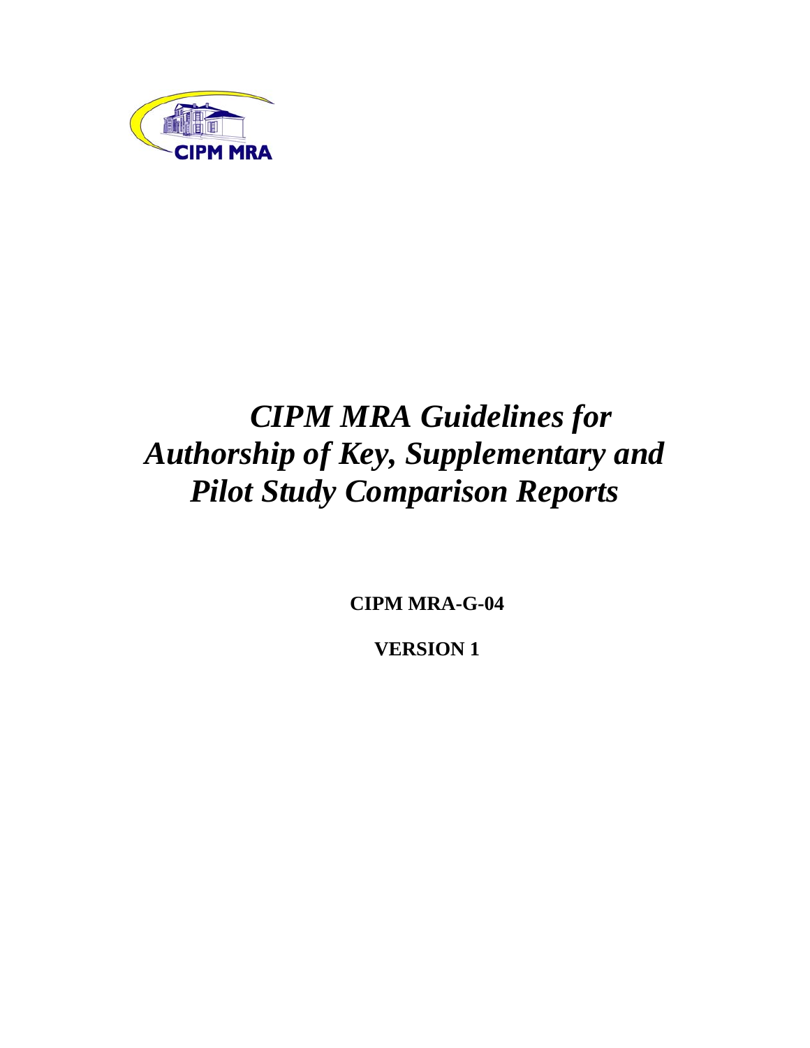CIPM MRA

# *CIPM MRA Guidelines for Authorship of Key, Supplementary and Pilot Study Comparison Reports*

**CIPM MRA-G-04**

**VERSION 1**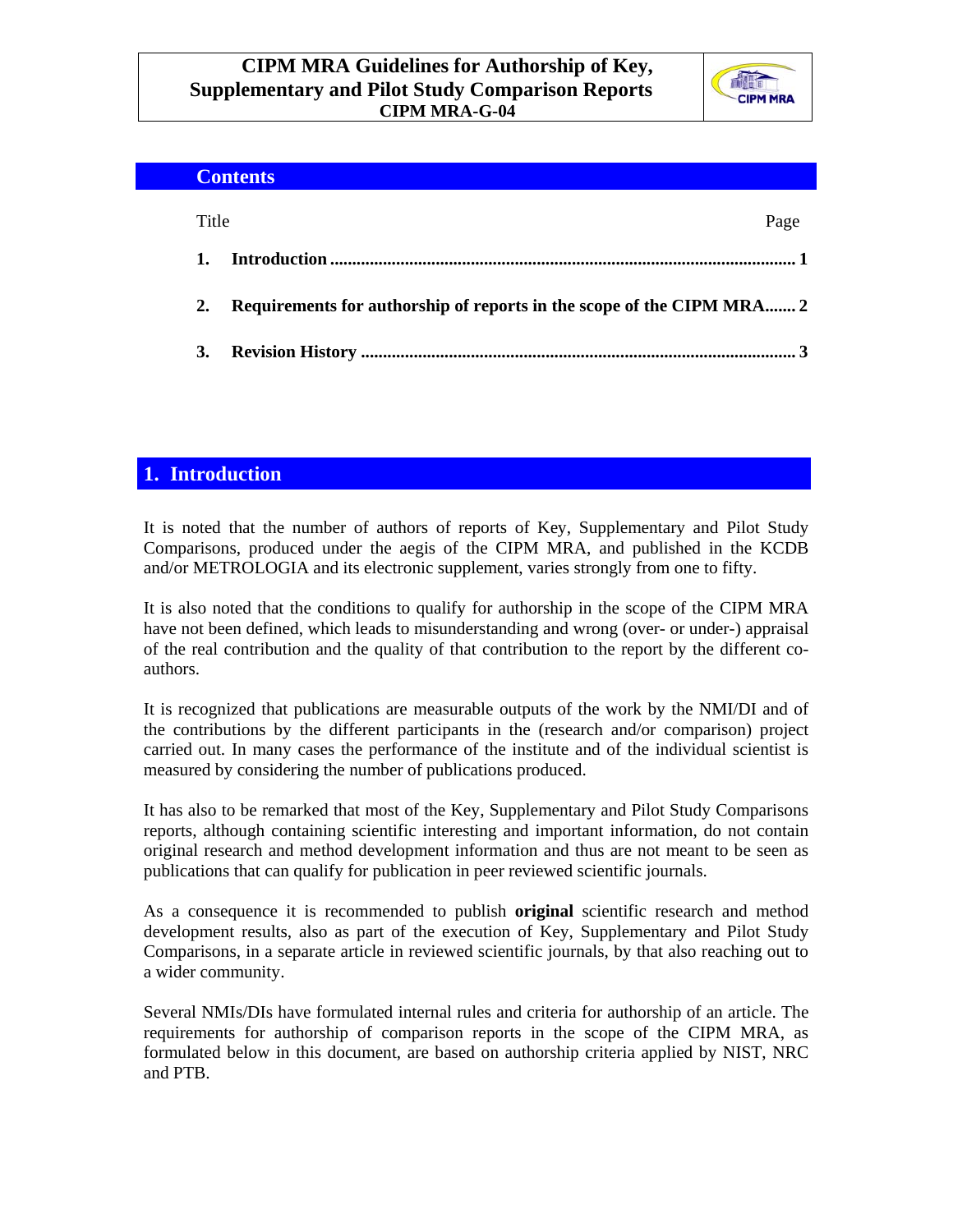# CIPM MRA Guidelines for Authorship of Key, Supplementary and Pilot Study Comparison Reports
**CIPM MRA-G-04**

## Contents

| Title | Page |
|---|---|
| **1. Introduction** | **1** |
| **2. Requirements for authorship of reports in the scope of the CIPM MRA** | **2** |
| **3. Revision History** | **3** |

## 1. Introduction

It is noted that the number of authors of reports of Key, Supplementary and Pilot Study Comparisons, produced under the aegis of the CIPM MRA, and published in the KCDB and/or METROLOGIA and its electronic supplement, varies strongly from one to fifty.

It is also noted that the conditions to qualify for authorship in the scope of the CIPM MRA have not been defined, which leads to misunderstanding and wrong (over- or under-) appraisal of the real contribution and the quality of that contribution to the report by the different co-authors.

It is recognized that publications are measurable outputs of the work by the NMI/DI and of the contributions by the different participants in the (research and/or comparison) project carried out. In many cases the performance of the institute and of the individual scientist is measured by considering the number of publications produced.

It has also to be remarked that most of the Key, Supplementary and Pilot Study Comparisons reports, although containing scientific interesting and important information, do not contain original research and method development information and thus are not meant to be seen as publications that can qualify for publication in peer reviewed scientific journals.

As a consequence it is recommended to publish **original** scientific research and method development results, also as part of the execution of Key, Supplementary and Pilot Study Comparisons, in a separate article in reviewed scientific journals, by that also reaching out to a wider community.

Several NMIs/DIs have formulated internal rules and criteria for authorship of an article. The requirements for authorship of comparison reports in the scope of the CIPM MRA, as formulated below in this document, are based on authorship criteria applied by NIST, NRC and PTB.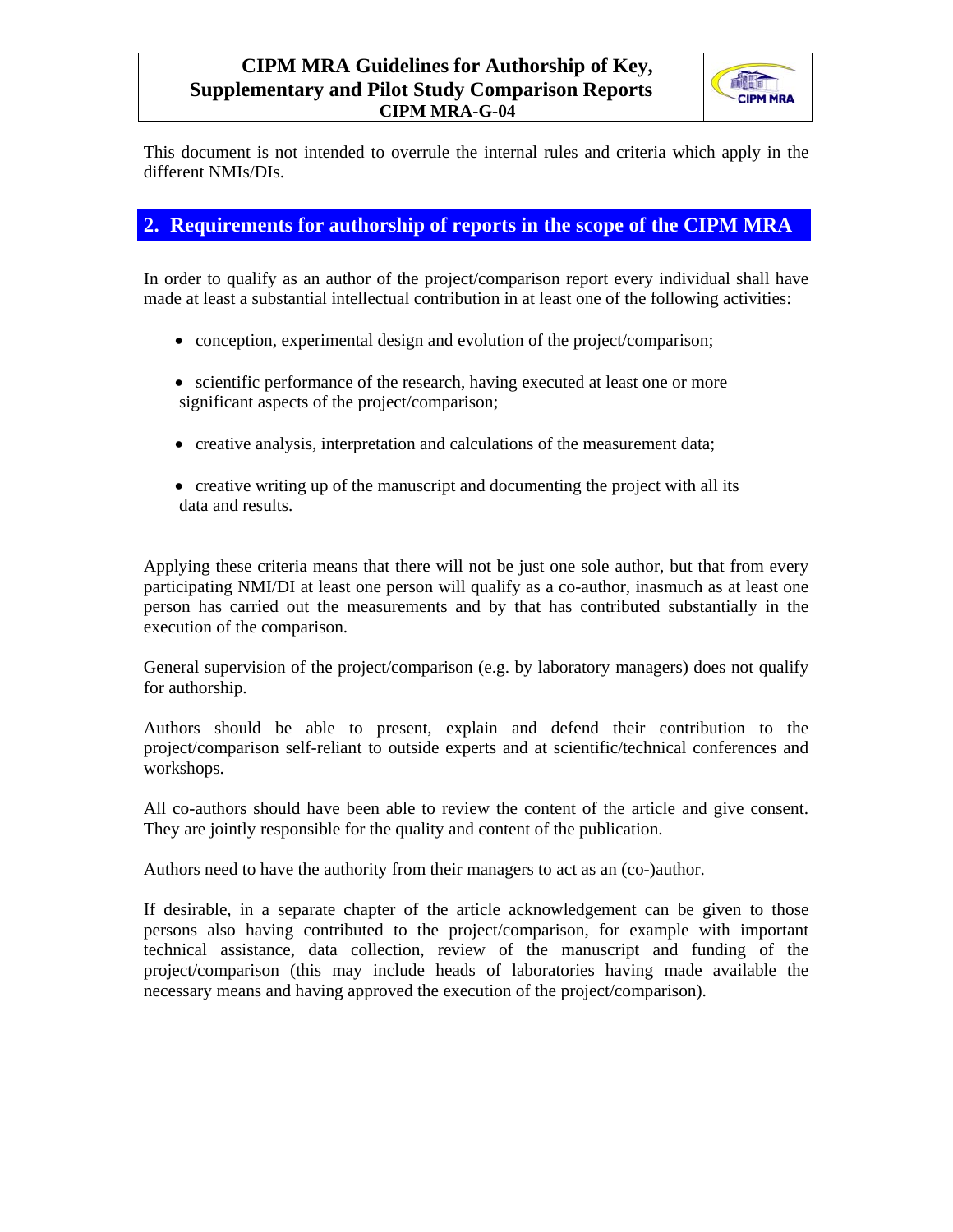This document is not intended to overrule the internal rules and criteria which apply in the different NMIs/DIs.

## 2. Requirements for authorship of reports in the scope of the CIPM MRA

In order to qualify as an author of the project/comparison report every individual shall have made at least a substantial intellectual contribution in at least one of the following activities:

- conception, experimental design and evolution of the project/comparison;
- scientific performance of the research, having executed at least one or more significant aspects of the project/comparison;
- creative analysis, interpretation and calculations of the measurement data;
- creative writing up of the manuscript and documenting the project with all its data and results.

Applying these criteria means that there will not be just one sole author, but that from every participating NMI/DI at least one person will qualify as a co-author, inasmuch as at least one person has carried out the measurements and by that has contributed substantially in the execution of the comparison.

General supervision of the project/comparison (e.g. by laboratory managers) does not qualify for authorship.

Authors should be able to present, explain and defend their contribution to the project/comparison self-reliant to outside experts and at scientific/technical conferences and workshops.

All co-authors should have been able to review the content of the article and give consent. They are jointly responsible for the quality and content of the publication.

Authors need to have the authority from their managers to act as an (co-)author.

If desirable, in a separate chapter of the article acknowledgement can be given to those persons also having contributed to the project/comparison, for example with important technical assistance, data collection, review of the manuscript and funding of the project/comparison (this may include heads of laboratories having made available the necessary means and having approved the execution of the project/comparison).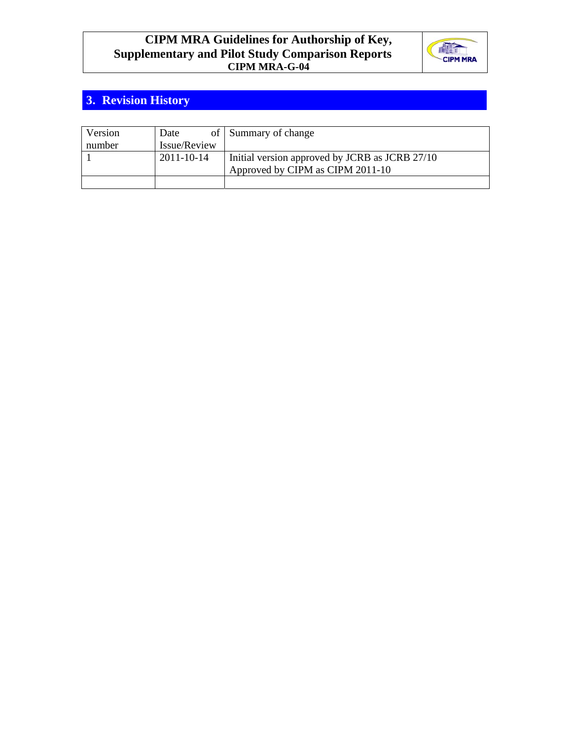## 3. Revision History

| Version number | Date of Issue/Review | Summary of change |
|---|---|---|
| 1 | 2011-10-14 | Initial version approved by JCRB as JCRB 27/10<br>Approved by CIPM as CIPM 2011-10 |
| | | |